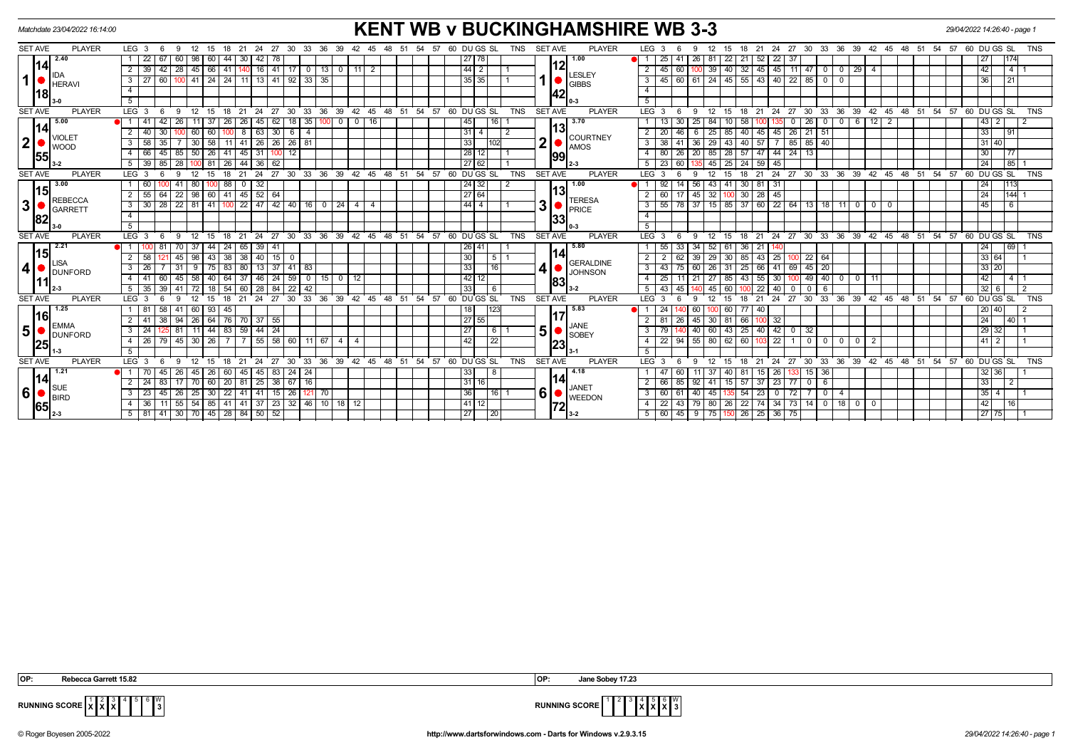Matchdate 23/04/2022 16:14:00

# KENT WB v BUCKINGHAMSHIRE WB 3-3

29/04/2022 14:26:40 - page 1

## Set 1

| SET AVE | PLAYER | LEG | Scores | DU | GS | SL | TNS |
|---|---|---|---|---|---|---|---|
| 14.18 (2.40) | IDA HERAVI (3-0) | 1 | 22 67 60 98 60 44 30 42 78 | 27 | 78 | | |
| | | 2 | 39 42 28 45 66 41 140 16 41 17 0 13 0 11 2 | 44 | 2 | | 1 |
| | | 3 | 27 60 100 41 24 24 11 13 41 92 33 35 | 35 | 35 | | 1 |

| SET AVE | PLAYER | LEG | Scores | DU | GS | SL | TNS |
|---|---|---|---|---|---|---|---|
| 12.42 (1.00) | LESLEY GIBBS (0-3) | 1 | 25 41 26 81 22 21 52 22 37 | 27 | | 174 | |
| | | 2 | 45 60 100 39 40 32 45 45 11 47 0 0 29 4 | 42 | | 4 | 1 |
| | | 3 | 45 60 61 24 45 55 43 40 22 85 0 0 | 36 | | 21 | |

## Set 2

| SET AVE | PLAYER | LEG | Scores | DU | GS | SL | TNS |
|---|---|---|---|---|---|---|---|
| 14.55 (5.00) | VIOLET WOOD (3-2) | 1 | 41 42 26 11 37 26 26 45 62 18 35 100 0 0 16 | 45 | | 16 | 1 |
| | | 2 | 40 30 100 60 60 100 8 63 30 6 4 | 31 | 4 | | 2 |
| | | 3 | 58 35 7 30 58 11 41 26 26 26 81 | 33 | | 102 | |
| | | 4 | 66 45 85 50 26 41 45 31 100 12 | 28 | 12 | | 1 |
| | | 5 | 39 85 28 100 81 26 44 36 62 | 27 | 62 | | 1 |

| SET AVE | PLAYER | LEG | Scores | DU | GS | SL | TNS |
|---|---|---|---|---|---|---|---|
| 13.99 (3.70) | COURTNEY AMOS (2-3) | 1 | 13 30 25 84 10 58 100 135 0 26 0 0 6 12 2 | 43 | 2 | | 2 |
| | | 2 | 20 46 6 25 85 40 45 45 26 21 51 | 33 | | 91 | |
| | | 3 | 38 41 36 29 43 40 57 7 85 85 40 | 31 | 40 | | |
| | | 4 | 80 26 20 85 28 57 47 44 24 13 | 30 | | 77 | |
| | | 5 | 23 60 135 45 25 24 59 45 | 24 | | 85 | 1 |

## Set 3

| SET AVE | PLAYER | LEG | Scores | DU | GS | SL | TNS |
|---|---|---|---|---|---|---|---|
| 15.82 (3.00) | REBECCA GARRETT (3-0) | 1 | 60 100 41 80 100 88 0 32 | 24 | 32 | | 2 |
| | | 2 | 55 64 22 98 60 41 45 52 64 | 27 | 64 | | |
| | | 3 | 30 28 22 81 41 100 22 47 42 40 16 0 24 4 4 | 44 | 4 | | 1 |

| SET AVE | PLAYER | LEG | Scores | DU | GS | SL | TNS |
|---|---|---|---|---|---|---|---|
| 13.33 (1.00) | TERESA PRICE (0-3) | 1 | 92 14 56 43 41 30 81 31 | 24 | | 113 | |
| | | 2 | 60 17 45 32 100 30 28 45 | 24 | | 144 | 1 |
| | | 3 | 55 78 37 15 85 37 60 22 64 13 18 11 0 0 0 | 45 | | 6 | |

## Set 4

| SET AVE | PLAYER | LEG | Scores | DU | GS | SL | TNS |
|---|---|---|---|---|---|---|---|
| 15.11 (2.21) | LISA DUNFORD (2-3) | 1 | 100 81 70 37 44 24 65 39 41 | 26 | 41 | | 1 |
| | | 2 | 58 121 45 98 43 38 38 40 15 0 | 30 | | 5 | 1 |
| | | 3 | 26 7 31 9 75 83 80 13 37 41 83 | 33 | | 16 | |
| | | 4 | 41 60 45 58 40 64 37 46 24 59 0 15 0 12 | 42 | 12 | | |
| | | 5 | 35 39 41 72 18 54 60 28 84 22 42 | 33 | | 6 | |

| SET AVE | PLAYER | LEG | Scores | DU | GS | SL | TNS |
|---|---|---|---|---|---|---|---|
| 14.83 (5.80) | GERALDINE JOHNSON (3-2) | 1 | 55 33 34 52 61 36 21 140 | 24 | | 69 | 1 |
| | | 2 | 2 62 39 29 30 85 43 25 100 22 64 | 33 | 64 | | 1 |
| | | 3 | 43 75 60 26 31 25 66 41 69 45 20 | 33 | 20 | | |
| | | 4 | 25 11 21 27 85 43 55 30 100 49 40 0 0 11 | 42 | | 4 | 1 |
| | | 5 | 43 45 140 45 60 100 22 40 0 0 6 | 32 | 6 | | 2 |

## Set 5

| SET AVE | PLAYER | LEG | Scores | DU | GS | SL | TNS |
|---|---|---|---|---|---|---|---|
| 16.25 (1.25) | EMMA DUNFORD (1-3) | 1 | 81 58 41 60 93 45 | 18 | | 123 | |
| | | 2 | 41 38 94 26 64 76 70 37 55 | 27 | 55 | | |
| | | 3 | 24 125 81 11 44 83 59 44 24 | 27 | | 6 | 1 |
| | | 4 | 26 79 45 30 26 7 7 55 58 60 11 67 4 4 | 42 | | 22 | |

| SET AVE | PLAYER | LEG | Scores | DU | GS | SL | TNS |
|---|---|---|---|---|---|---|---|
| 17.23 (5.83) | JANE SOBEY (3-1) | 1 | 24 140 60 100 60 77 40 | 20 | 40 | | 2 |
| | | 2 | 81 26 45 30 81 66 100 32 | 24 | | 40 | 1 |
| | | 3 | 79 140 40 60 43 25 40 42 0 32 | 29 | 32 | | 1 |
| | | 4 | 22 94 55 80 62 60 103 22 1 0 0 0 0 2 | 41 | 2 | | 1 |

## Set 6

| SET AVE | PLAYER | LEG | Scores | DU | GS | SL | TNS |
|---|---|---|---|---|---|---|---|
| 14.65 (1.21) | SUE BIRD (2-3) | 1 | 70 45 26 45 26 60 45 45 83 24 24 | 33 | | 8 | |
| | | 2 | 24 83 17 70 60 20 81 25 38 67 16 | 31 | 16 | | |
| | | 3 | 23 45 26 25 30 22 41 41 15 26 121 70 | 36 | | 16 | 1 |
| | | 4 | 36 11 55 54 85 41 41 37 23 32 46 10 18 12 | 41 | 12 | | |
| | | 5 | 81 41 30 70 45 28 84 50 52 | 27 | | 20 | |

| SET AVE | PLAYER | LEG | Scores | DU | GS | SL | TNS |
|---|---|---|---|---|---|---|---|
| 14.72 (4.18) | JANET WEEDON (3-2) | 1 | 47 60 11 37 40 81 15 26 133 15 36 | 32 | 36 | | 1 |
| | | 2 | 66 85 92 41 15 57 37 23 77 0 6 | 33 | | 2 | |
| | | 3 | 60 61 40 45 135 54 23 0 72 7 0 4 | 35 | 4 | | 1 |
| | | 4 | 22 43 79 80 26 22 74 34 73 14 0 18 0 0 | 42 | | 16 | |
| | | 5 | 60 45 9 75 150 26 25 36 75 | 27 | 75 | | 1 |

OP: Rebecca Garrett 15.82

OP: Jane Sobey 17.23

**RUNNING SCORE** (Kent): 1 X, 2 X, 3 X, 4, 5, 6 — W: 3

**RUNNING SCORE** (Buckinghamshire): 1, 2, 3, 4 X, 5 X, 6 X — W: 3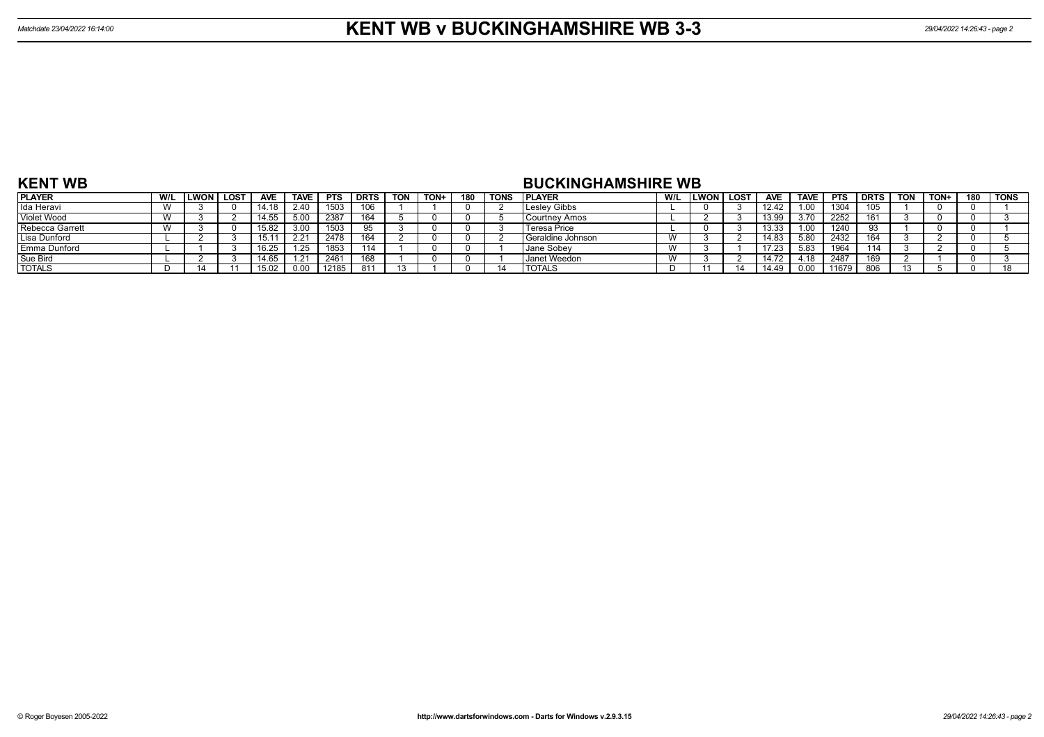# KENT WB v BUCKINGHAMSHIRE WB 3-3

Matchdate 23/04/2022 16:14:00

## KENT WB

| PLAYER | W/L | LWON | LOST | AVE | TAVE | PTS | DRTS | TON | TON+ | 180 | TONS |
|---|---|---|---|---|---|---|---|---|---|---|---|
| Ida Heravi | W | 3 | 0 | 14.18 | 2.40 | 1503 | 106 | 1 | 1 | 0 | 2 |
| Violet Wood | W | 3 | 2 | 14.55 | 5.00 | 2387 | 164 | 5 | 0 | 0 | 5 |
| Rebecca Garrett | W | 3 | 0 | 15.82 | 3.00 | 1503 | 95 | 3 | 0 | 0 | 3 |
| Lisa Dunford | L | 2 | 3 | 15.11 | 2.21 | 2478 | 164 | 2 | 0 | 0 | 2 |
| Emma Dunford | L | 1 | 3 | 16.25 | 1.25 | 1853 | 114 | 1 | 0 | 0 | 1 |
| Sue Bird | L | 2 | 3 | 14.65 | 1.21 | 2461 | 168 | 1 | 0 | 0 | 1 |
| TOTALS | D | 14 | 11 | 15.02 | 0.00 | 12185 | 811 | 13 | 1 | 0 | 14 |

## BUCKINGHAMSHIRE WB

| PLAYER | W/L | LWON | LOST | AVE | TAVE | PTS | DRTS | TON | TON+ | 180 | TONS |
|---|---|---|---|---|---|---|---|---|---|---|---|
| Lesley Gibbs | L | 0 | 3 | 12.42 | 1.00 | 1304 | 105 | 1 | 0 | 0 | 1 |
| Courtney Amos | L | 2 | 3 | 13.99 | 3.70 | 2252 | 161 | 3 | 0 | 0 | 3 |
| Teresa Price | L | 0 | 3 | 13.33 | 1.00 | 1240 | 93 | 1 | 0 | 0 | 1 |
| Geraldine Johnson | W | 3 | 2 | 14.83 | 5.80 | 2432 | 164 | 3 | 2 | 0 | 5 |
| Jane Sobey | W | 3 | 1 | 17.23 | 5.83 | 1964 | 114 | 3 | 2 | 0 | 5 |
| Janet Weedon | W | 3 | 2 | 14.72 | 4.18 | 2487 | 169 | 2 | 1 | 0 | 3 |
| TOTALS | D | 11 | 14 | 14.49 | 0.00 | 11679 | 806 | 13 | 5 | 0 | 18 |

© Roger Boyesen 2005-2022 — http://www.dartsforwindows.com - Darts for Windows v.2.9.3.15